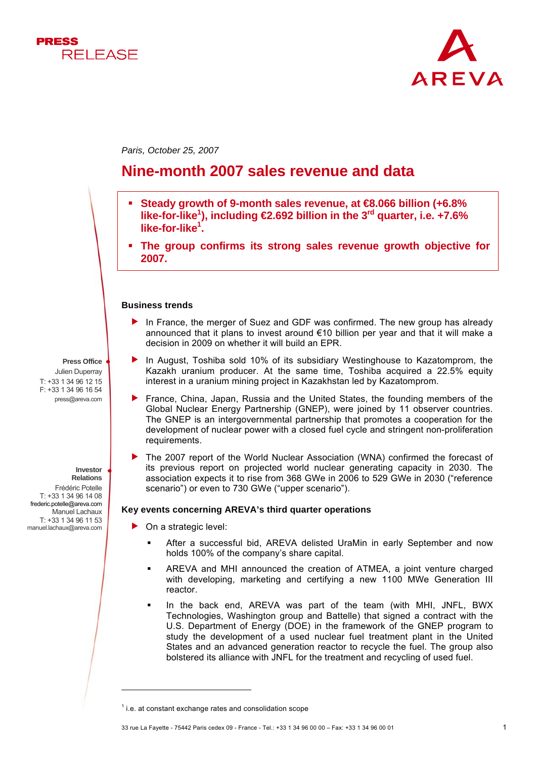PRESS RELEASE

AREVA

*Paris, October 25, 2007*

# Nine-month 2007 sales revenue and data

- **Steady growth of 9-month sales revenue, at €8.066 billion (+6.8% like-for-like[1]), including €2.692 billion in the 3rd quarter, i.e. +7.6% like-for-like[1].**
- **The group confirms its strong sales revenue growth objective for 2007.**

**Press Office**
Julien Duperray
T: +33 1 34 96 12 15
F: +33 1 34 96 16 54
press@areva.com

**Investor Relations**
Frédéric Potelle
T: +33 1 34 96 14 08
frederic.potelle@areva.com
Manuel Lachaux
T: +33 1 34 96 11 53
manuel.lachaux@areva.com

## Business trends

- In France, the merger of Suez and GDF was confirmed. The new group has already announced that it plans to invest around €10 billion per year and that it will make a decision in 2009 on whether it will build an EPR.
- In August, Toshiba sold 10% of its subsidiary Westinghouse to Kazatomprom, the Kazakh uranium producer. At the same time, Toshiba acquired a 22.5% equity interest in a uranium mining project in Kazakhstan led by Kazatomprom.
- France, China, Japan, Russia and the United States, the founding members of the Global Nuclear Energy Partnership (GNEP), were joined by 11 observer countries. The GNEP is an intergovernmental partnership that promotes a cooperation for the development of nuclear power with a closed fuel cycle and stringent non-proliferation requirements.
- The 2007 report of the World Nuclear Association (WNA) confirmed the forecast of its previous report on projected world nuclear generating capacity in 2030. The association expects it to rise from 368 GWe in 2006 to 529 GWe in 2030 ("reference scenario") or even to 730 GWe ("upper scenario").

## Key events concerning AREVA's third quarter operations

- On a strategic level:
  - After a successful bid, AREVA delisted UraMin in early September and now holds 100% of the company's share capital.
  - AREVA and MHI announced the creation of ATMEA, a joint venture charged with developing, marketing and certifying a new 1100 MWe Generation III reactor.
  - In the back end, AREVA was part of the team (with MHI, JNFL, BWX Technologies, Washington group and Battelle) that signed a contract with the U.S. Department of Energy (DOE) in the framework of the GNEP program to study the development of a used nuclear fuel treatment plant in the United States and an advanced generation reactor to recycle the fuel. The group also bolstered its alliance with JNFL for the treatment and recycling of used fuel.

---

[1] i.e. at constant exchange rates and consolidation scope

33 rue La Fayette - 75442 Paris cedex 09 - France - Tel.: +33 1 34 96 00 00 – Fax: +33 1 34 96 00 01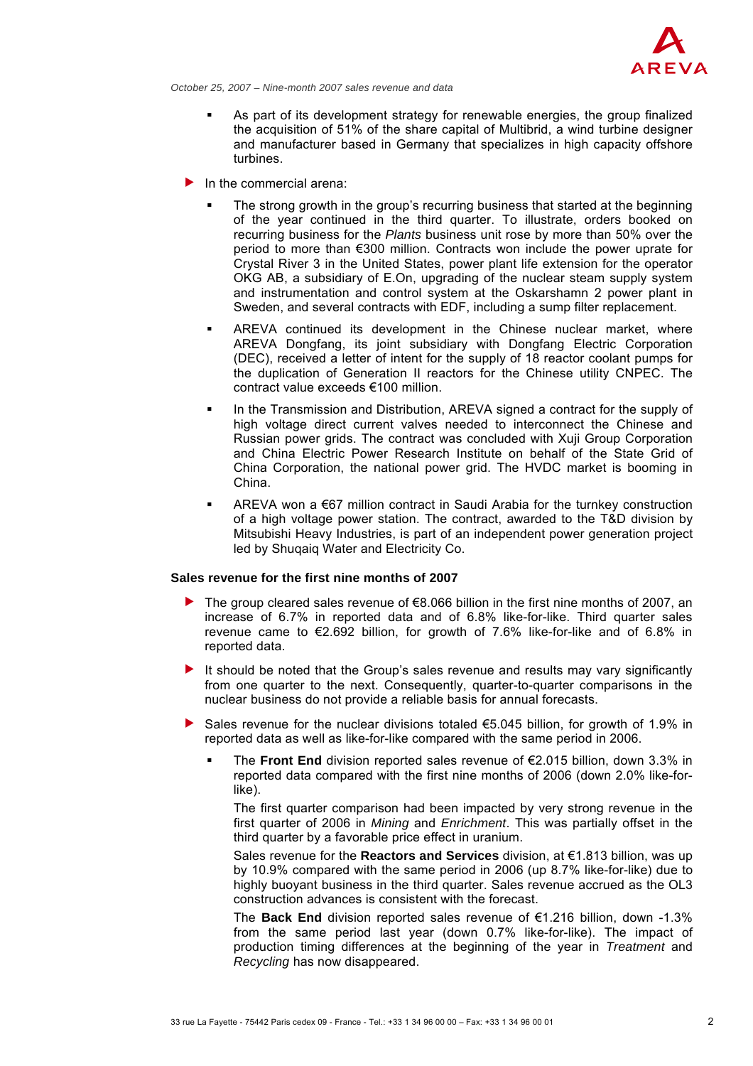- As part of its development strategy for renewable energies, the group finalized the acquisition of 51% of the share capital of Multibrid, a wind turbine designer and manufacturer based in Germany that specializes in high capacity offshore turbines.

- In the commercial arena:
  - The strong growth in the group's recurring business that started at the beginning of the year continued in the third quarter. To illustrate, orders booked on recurring business for the *Plants* business unit rose by more than 50% over the period to more than €300 million. Contracts won include the power uprate for Crystal River 3 in the United States, power plant life extension for the operator OKG AB, a subsidiary of E.On, upgrading of the nuclear steam supply system and instrumentation and control system at the Oskarshamn 2 power plant in Sweden, and several contracts with EDF, including a sump filter replacement.
  - AREVA continued its development in the Chinese nuclear market, where AREVA Dongfang, its joint subsidiary with Dongfang Electric Corporation (DEC), received a letter of intent for the supply of 18 reactor coolant pumps for the duplication of Generation II reactors for the Chinese utility CNPEC. The contract value exceeds €100 million.
  - In the Transmission and Distribution, AREVA signed a contract for the supply of high voltage direct current valves needed to interconnect the Chinese and Russian power grids. The contract was concluded with Xuji Group Corporation and China Electric Power Research Institute on behalf of the State Grid of China Corporation, the national power grid. The HVDC market is booming in China.
  - AREVA won a €67 million contract in Saudi Arabia for the turnkey construction of a high voltage power station. The contract, awarded to the T&D division by Mitsubishi Heavy Industries, is part of an independent power generation project led by Shuqaiq Water and Electricity Co.

**Sales revenue for the first nine months of 2007**

- The group cleared sales revenue of €8.066 billion in the first nine months of 2007, an increase of 6.7% in reported data and of 6.8% like-for-like. Third quarter sales revenue came to €2.692 billion, for growth of 7.6% like-for-like and of 6.8% in reported data.

- It should be noted that the Group's sales revenue and results may vary significantly from one quarter to the next. Consequently, quarter-to-quarter comparisons in the nuclear business do not provide a reliable basis for annual forecasts.

- Sales revenue for the nuclear divisions totaled €5.045 billion, for growth of 1.9% in reported data as well as like-for-like compared with the same period in 2006.
  - The **Front End** division reported sales revenue of €2.015 billion, down 3.3% in reported data compared with the first nine months of 2006 (down 2.0% like-for-like).

    The first quarter comparison had been impacted by very strong revenue in the first quarter of 2006 in *Mining* and *Enrichment*. This was partially offset in the third quarter by a favorable price effect in uranium.

    Sales revenue for the **Reactors and Services** division, at €1.813 billion, was up by 10.9% compared with the same period in 2006 (up 8.7% like-for-like) due to highly buoyant business in the third quarter. Sales revenue accrued as the OL3 construction advances is consistent with the forecast.

    The **Back End** division reported sales revenue of €1.216 billion, down -1.3% from the same period last year (down 0.7% like-for-like). The impact of production timing differences at the beginning of the year in *Treatment* and *Recycling* has now disappeared.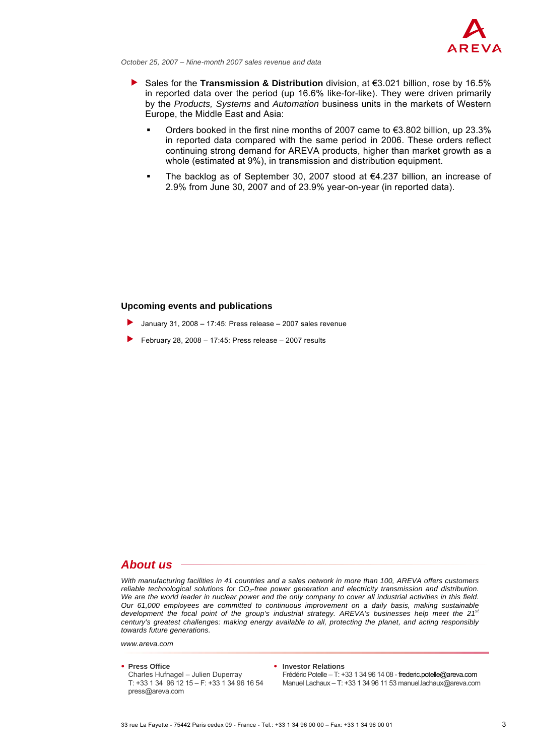- Sales for the **Transmission & Distribution** division, at €3.021 billion, rose by 16.5% in reported data over the period (up 16.6% like-for-like). They were driven primarily by the *Products, Systems* and *Automation* business units in the markets of Western Europe, the Middle East and Asia:
  - Orders booked in the first nine months of 2007 came to €3.802 billion, up 23.3% in reported data compared with the same period in 2006. These orders reflect continuing strong demand for AREVA products, higher than market growth as a whole (estimated at 9%), in transmission and distribution equipment.
  - The backlog as of September 30, 2007 stood at €4.237 billion, an increase of 2.9% from June 30, 2007 and of 23.9% year-on-year (in reported data).

### Upcoming events and publications

- January 31, 2008 – 17:45: Press release – 2007 sales revenue
- February 28, 2008 – 17:45: Press release – 2007 results

## *About us*

*With manufacturing facilities in 41 countries and a sales network in more than 100, AREVA offers customers reliable technological solutions for $CO_2$-free power generation and electricity transmission and distribution. We are the world leader in nuclear power and the only company to cover all industrial activities in this field. Our 61,000 employees are committed to continuous improvement on a daily basis, making sustainable development the focal point of the group's industrial strategy. AREVA's businesses help meet the 21st century's greatest challenges: making energy available to all, protecting the planet, and acting responsibly towards future generations.*

*www.areva.com*

- **Press Office**
  Charles Hufnagel – Julien Duperray
  T: +33 1 34 96 12 15 – F: +33 1 34 96 16 54
  press@areva.com

- **Investor Relations**
  Frédéric Potelle – T: +33 1 34 96 14 08 - frederic.potelle@areva.com
  Manuel Lachaux – T: +33 1 34 96 11 53 manuel.lachaux@areva.com

33 rue La Fayette - 75442 Paris cedex 09 - France - Tel.: +33 1 34 96 00 00 – Fax: +33 1 34 96 00 01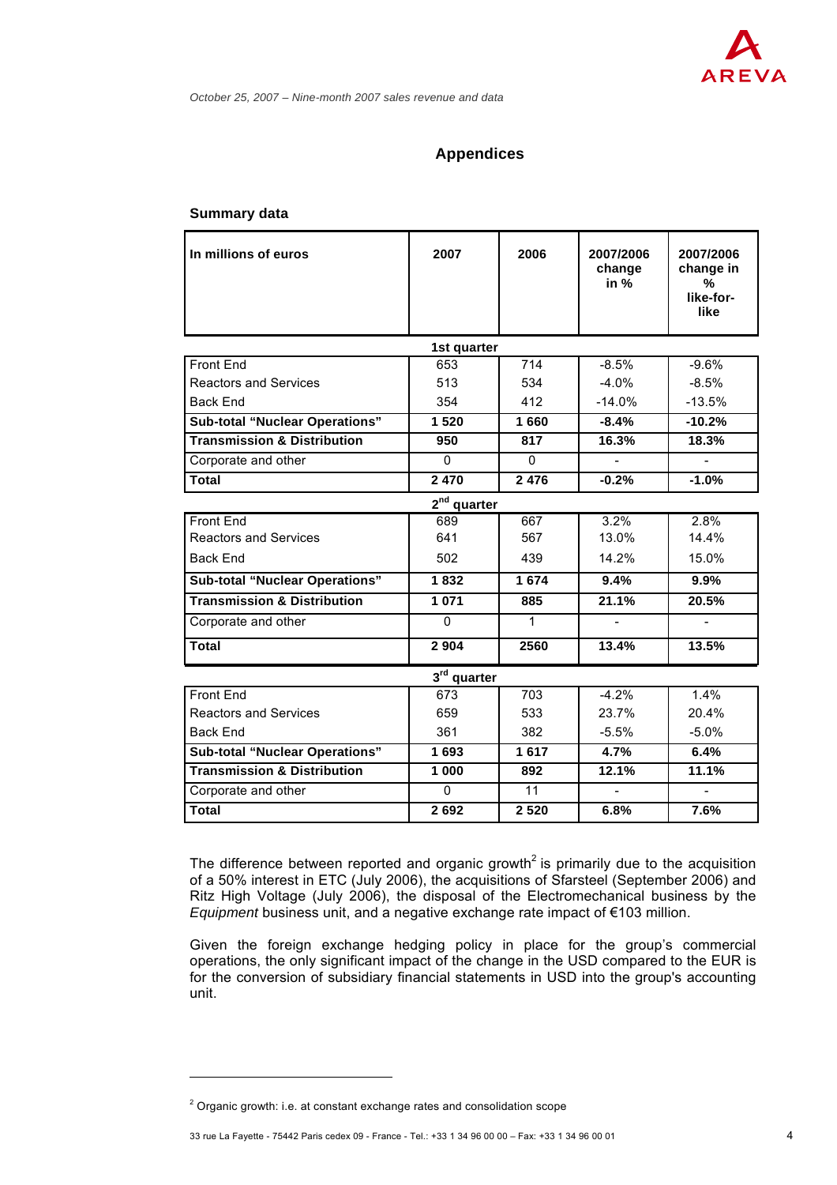*October 25, 2007 – Nine-month 2007 sales revenue and data*

## Appendices

### Summary data

| In millions of euros | 2007 | 2006 | 2007/2006 change in % | 2007/2006 change in % like-for-like |
|---|---|---|---|---|
| **1st quarter** | | | | |
| Front End | 653 | 714 | -8.5% | -9.6% |
| Reactors and Services | 513 | 534 | -4.0% | -8.5% |
| Back End | 354 | 412 | -14.0% | -13.5% |
| **Sub-total "Nuclear Operations"** | **1 520** | **1 660** | **-8.4%** | **-10.2%** |
| **Transmission & Distribution** | **950** | **817** | **16.3%** | **18.3%** |
| Corporate and other | 0 | 0 | - | - |
| **Total** | **2 470** | **2 476** | **-0.2%** | **-1.0%** |
| **2nd quarter** | | | | |
| Front End | 689 | 667 | 3.2% | 2.8% |
| Reactors and Services | 641 | 567 | 13.0% | 14.4% |
| Back End | 502 | 439 | 14.2% | 15.0% |
| **Sub-total "Nuclear Operations"** | **1 832** | **1 674** | **9.4%** | **9.9%** |
| **Transmission & Distribution** | **1 071** | **885** | **21.1%** | **20.5%** |
| Corporate and other | 0 | 1 | - | - |
| **Total** | **2 904** | **2560** | **13.4%** | **13.5%** |
| **3rd quarter** | | | | |
| Front End | 673 | 703 | -4.2% | 1.4% |
| Reactors and Services | 659 | 533 | 23.7% | 20.4% |
| Back End | 361 | 382 | -5.5% | -5.0% |
| **Sub-total "Nuclear Operations"** | **1 693** | **1 617** | **4.7%** | **6.4%** |
| **Transmission & Distribution** | **1 000** | **892** | **12.1%** | **11.1%** |
| Corporate and other | 0 | 11 | - | - |
| **Total** | **2 692** | **2 520** | **6.8%** | **7.6%** |

The difference between reported and organic growth[2] is primarily due to the acquisition of a 50% interest in ETC (July 2006), the acquisitions of Sfarsteel (September 2006) and Ritz High Voltage (July 2006), the disposal of the Electromechanical business by the *Equipment* business unit, and a negative exchange rate impact of €103 million.

Given the foreign exchange hedging policy in place for the group's commercial operations, the only significant impact of the change in the USD compared to the EUR is for the conversion of subsidiary financial statements in USD into the group's accounting unit.

[2] Organic growth: i.e. at constant exchange rates and consolidation scope

33 rue La Fayette - 75442 Paris cedex 09 - France - Tel.: +33 1 34 96 00 00 – Fax: +33 1 34 96 00 01